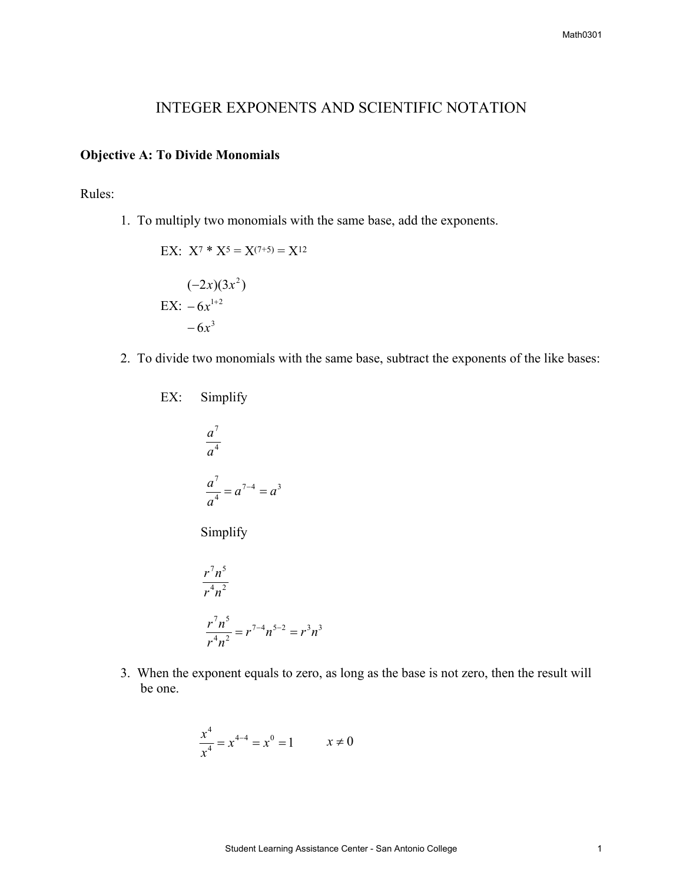# INTEGER EXPONENTS AND SCIENTIFIC NOTATION

**Objective A: To Divide Monomials**

Rules:

1. To multiply two monomials with the same base, add the exponents.

   EX: $X^7 * X^5 = X^{(7+5)} = X^{12}$

   EX:
   $$(-2x)(3x^2)$$
   $$-6x^{1+2}$$
   $$-6x^3$$

2. To divide two monomials with the same base, subtract the exponents of the like bases:

   EX: Simplify

   $$\frac{a^7}{a^4}$$

   $$\frac{a^7}{a^4} = a^{7-4} = a^3$$

   Simplify

   $$\frac{r^7 n^5}{r^4 n^2}$$

   $$\frac{r^7 n^5}{r^4 n^2} = r^{7-4} n^{5-2} = r^3 n^3$$

3. When the exponent equals to zero, as long as the base is not zero, then the result will be one.

   $$\frac{x^4}{x^4} = x^{4-4} = x^0 = 1 \qquad x \neq 0$$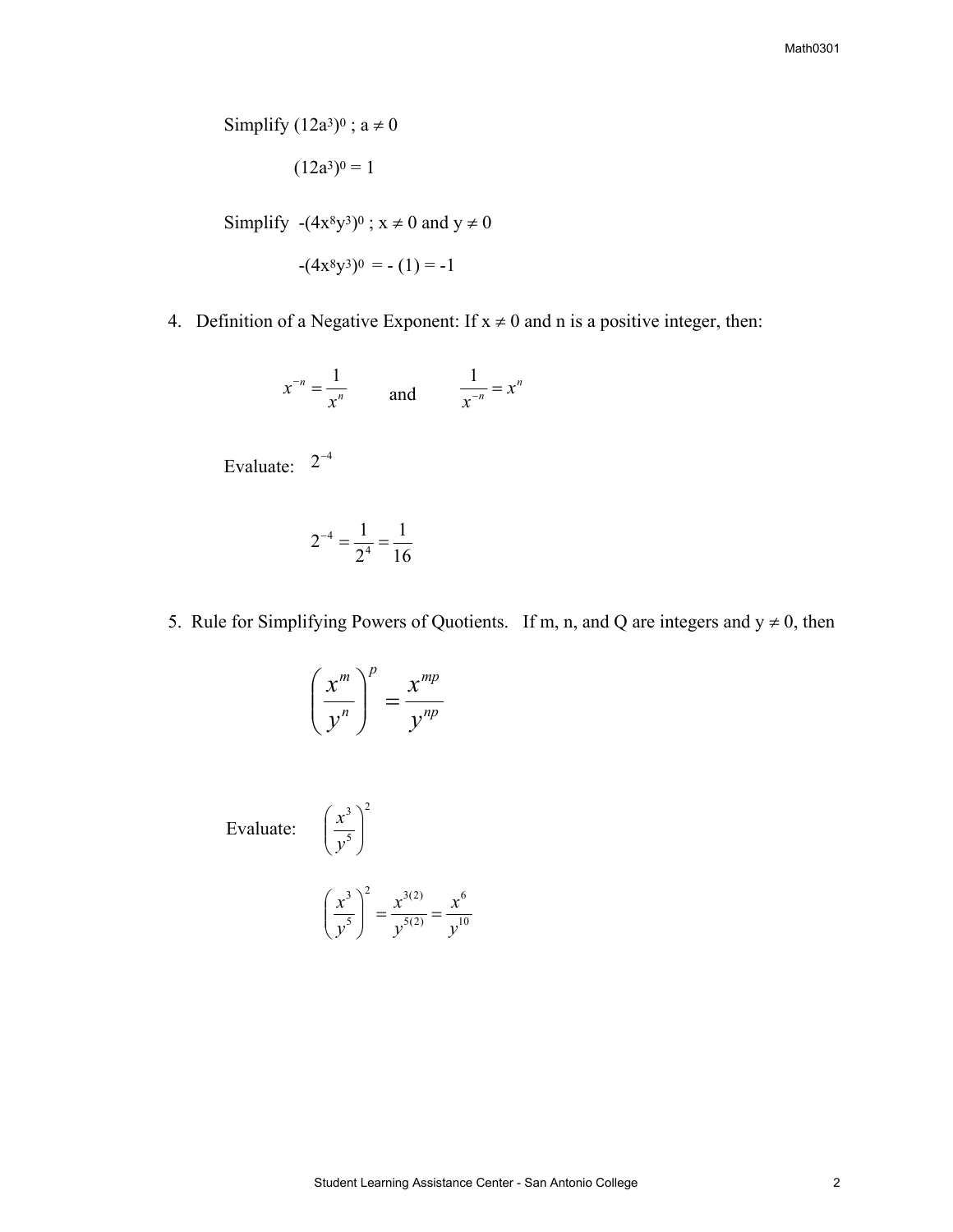Simplify $(12a^3)^0$ ; $a \neq 0$

$$(12a^3)^0 = 1$$

Simplify $-(4x^8y^3)^0$ ; $x \neq 0$ and $y \neq 0$

$$-(4x^8y^3)^0 = -(1) = -1$$

4. Definition of a Negative Exponent: If $x \neq 0$ and n is a positive integer, then:

$$x^{-n} = \frac{1}{x^n} \qquad \text{and} \qquad \frac{1}{x^{-n}} = x^n$$

Evaluate: $2^{-4}$

$$2^{-4} = \frac{1}{2^4} = \frac{1}{16}$$

5. Rule for Simplifying Powers of Quotients. If m, n, and Q are integers and $y \neq 0$, then

$$\left(\frac{x^m}{y^n}\right)^p = \frac{x^{mp}}{y^{np}}$$

Evaluate: $\left(\frac{x^3}{y^5}\right)^2$

$$\left(\frac{x^3}{y^5}\right)^2 = \frac{x^{3(2)}}{y^{5(2)}} = \frac{x^6}{y^{10}}$$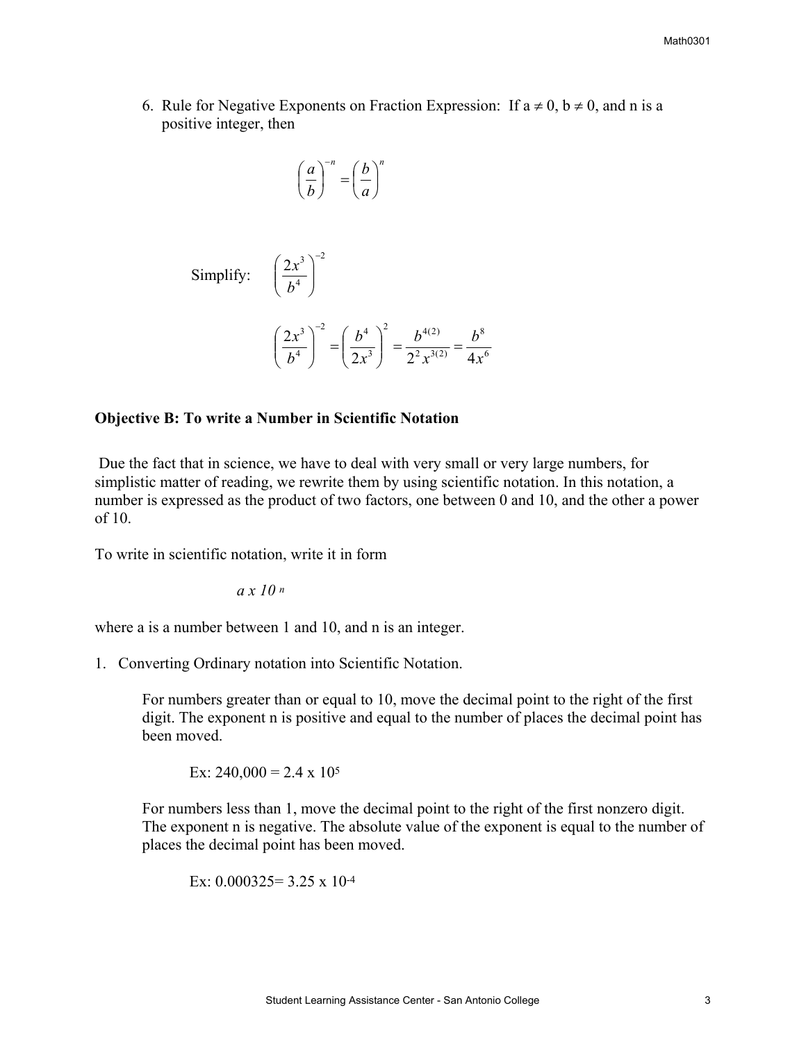6. Rule for Negative Exponents on Fraction Expression: If $a \neq 0$, $b \neq 0$, and n is a positive integer, then

$$\left(\frac{a}{b}\right)^{-n} = \left(\frac{b}{a}\right)^{n}$$

Simplify: $\left(\dfrac{2x^3}{b^4}\right)^{-2}$

$$\left(\frac{2x^3}{b^4}\right)^{-2} = \left(\frac{b^4}{2x^3}\right)^{2} = \frac{b^{4(2)}}{2^2 x^{3(2)}} = \frac{b^8}{4x^6}$$

**Objective B: To write a Number in Scientific Notation**

Due the fact that in science, we have to deal with very small or very large numbers, for simplistic matter of reading, we rewrite them by using scientific notation. In this notation, a number is expressed as the product of two factors, one between 0 and 10, and the other a power of 10.

To write in scientific notation, write it in form

$$a \times 10^{n}$$

where a is a number between 1 and 10, and n is an integer.

1. Converting Ordinary notation into Scientific Notation.

   For numbers greater than or equal to 10, move the decimal point to the right of the first digit. The exponent n is positive and equal to the number of places the decimal point has been moved.

   Ex: $240{,}000 = 2.4 \times 10^5$

   For numbers less than 1, move the decimal point to the right of the first nonzero digit. The exponent n is negative. The absolute value of the exponent is equal to the number of places the decimal point has been moved.

   Ex: $0.000325 = 3.25 \times 10^{-4}$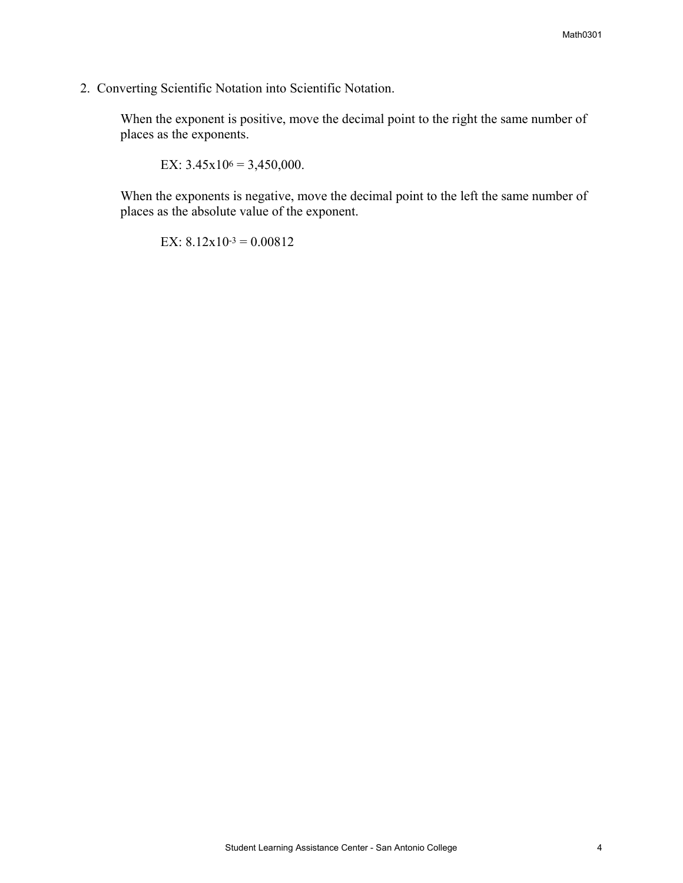2. Converting Scientific Notation into Scientific Notation.

   When the exponent is positive, move the decimal point to the right the same number of places as the exponents.

   EX: $3.45 \text{x} 10^6 = 3{,}450{,}000.$

   When the exponents is negative, move the decimal point to the left the same number of places as the absolute value of the exponent.

   EX: $8.12 \text{x} 10^{-3} = 0.00812$